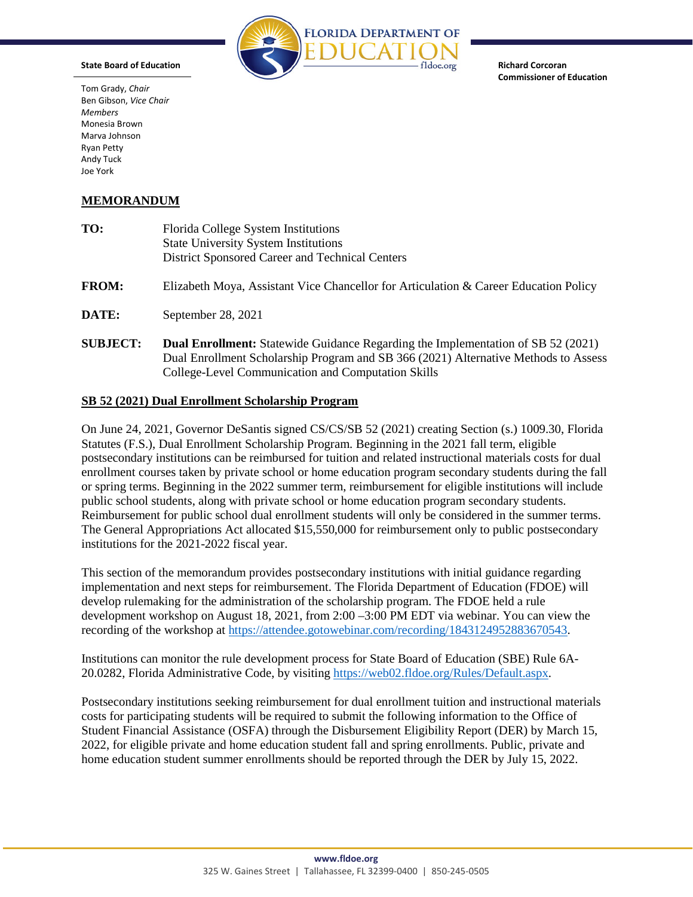**State Board of Education**

Tom Grady, *Chair*
Ben Gibson, *Vice Chair*
*Members*
Monesia Brown
Marva Johnson
Ryan Petty
Andy Tuck
Joe York

**FLORIDA DEPARTMENT OF EDUCATION**
fldoe.org

**Richard Corcoran**
**Commissioner of Education**

## MEMORANDUM

**TO:** Florida College System Institutions
State University System Institutions
District Sponsored Career and Technical Centers

**FROM:** Elizabeth Moya, Assistant Vice Chancellor for Articulation & Career Education Policy

**DATE:** September 28, 2021

**SUBJECT:** **Dual Enrollment:** Statewide Guidance Regarding the Implementation of SB 52 (2021) Dual Enrollment Scholarship Program and SB 366 (2021) Alternative Methods to Assess College-Level Communication and Computation Skills

### SB 52 (2021) Dual Enrollment Scholarship Program

On June 24, 2021, Governor DeSantis signed CS/CS/SB 52 (2021) creating Section (s.) 1009.30, Florida Statutes (F.S.), Dual Enrollment Scholarship Program. Beginning in the 2021 fall term, eligible postsecondary institutions can be reimbursed for tuition and related instructional materials costs for dual enrollment courses taken by private school or home education program secondary students during the fall or spring terms. Beginning in the 2022 summer term, reimbursement for eligible institutions will include public school students, along with private school or home education program secondary students. Reimbursement for public school dual enrollment students will only be considered in the summer terms. The General Appropriations Act allocated $15,550,000 for reimbursement only to public postsecondary institutions for the 2021-2022 fiscal year.

This section of the memorandum provides postsecondary institutions with initial guidance regarding implementation and next steps for reimbursement. The Florida Department of Education (FDOE) will develop rulemaking for the administration of the scholarship program. The FDOE held a rule development workshop on August 18, 2021, from 2:00 –3:00 PM EDT via webinar. You can view the recording of the workshop at https://attendee.gotowebinar.com/recording/1843124952883670543.

Institutions can monitor the rule development process for State Board of Education (SBE) Rule 6A-20.0282, Florida Administrative Code, by visiting https://web02.fldoe.org/Rules/Default.aspx.

Postsecondary institutions seeking reimbursement for dual enrollment tuition and instructional materials costs for participating students will be required to submit the following information to the Office of Student Financial Assistance (OSFA) through the Disbursement Eligibility Report (DER) by March 15, 2022, for eligible private and home education student fall and spring enrollments. Public, private and home education student summer enrollments should be reported through the DER by July 15, 2022.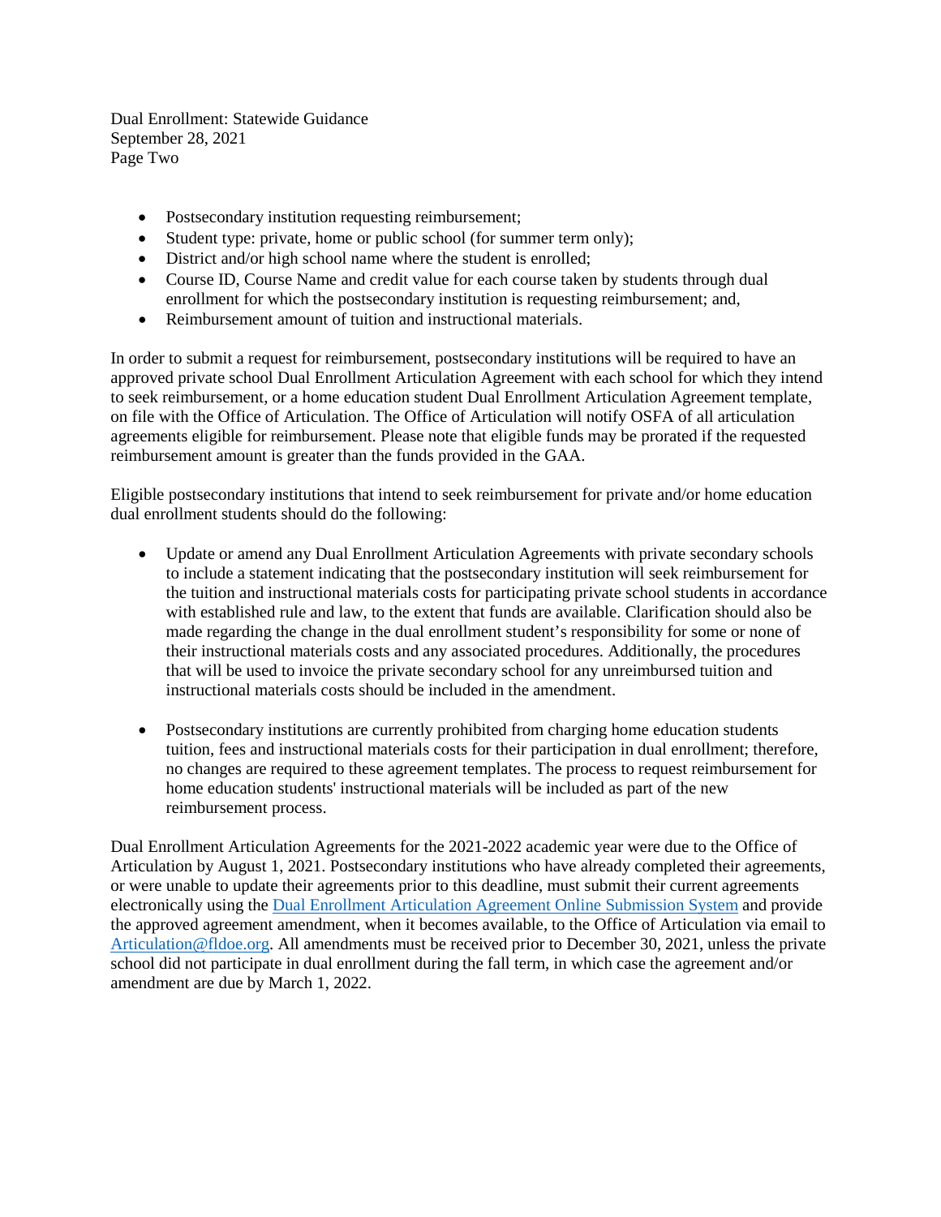- Postsecondary institution requesting reimbursement;
- Student type: private, home or public school (for summer term only);
- District and/or high school name where the student is enrolled;
- Course ID, Course Name and credit value for each course taken by students through dual enrollment for which the postsecondary institution is requesting reimbursement; and,
- Reimbursement amount of tuition and instructional materials.

In order to submit a request for reimbursement, postsecondary institutions will be required to have an approved private school Dual Enrollment Articulation Agreement with each school for which they intend to seek reimbursement, or a home education student Dual Enrollment Articulation Agreement template, on file with the Office of Articulation. The Office of Articulation will notify OSFA of all articulation agreements eligible for reimbursement. Please note that eligible funds may be prorated if the requested reimbursement amount is greater than the funds provided in the GAA.

Eligible postsecondary institutions that intend to seek reimbursement for private and/or home education dual enrollment students should do the following:

- Update or amend any Dual Enrollment Articulation Agreements with private secondary schools to include a statement indicating that the postsecondary institution will seek reimbursement for the tuition and instructional materials costs for participating private school students in accordance with established rule and law, to the extent that funds are available. Clarification should also be made regarding the change in the dual enrollment student's responsibility for some or none of their instructional materials costs and any associated procedures. Additionally, the procedures that will be used to invoice the private secondary school for any unreimbursed tuition and instructional materials costs should be included in the amendment.

- Postsecondary institutions are currently prohibited from charging home education students tuition, fees and instructional materials costs for their participation in dual enrollment; therefore, no changes are required to these agreement templates. The process to request reimbursement for home education students' instructional materials will be included as part of the new reimbursement process.

Dual Enrollment Articulation Agreements for the 2021-2022 academic year were due to the Office of Articulation by August 1, 2021. Postsecondary institutions who have already completed their agreements, or were unable to update their agreements prior to this deadline, must submit their current agreements electronically using the Dual Enrollment Articulation Agreement Online Submission System and provide the approved agreement amendment, when it becomes available, to the Office of Articulation via email to Articulation@fldoe.org. All amendments must be received prior to December 30, 2021, unless the private school did not participate in dual enrollment during the fall term, in which case the agreement and/or amendment are due by March 1, 2022.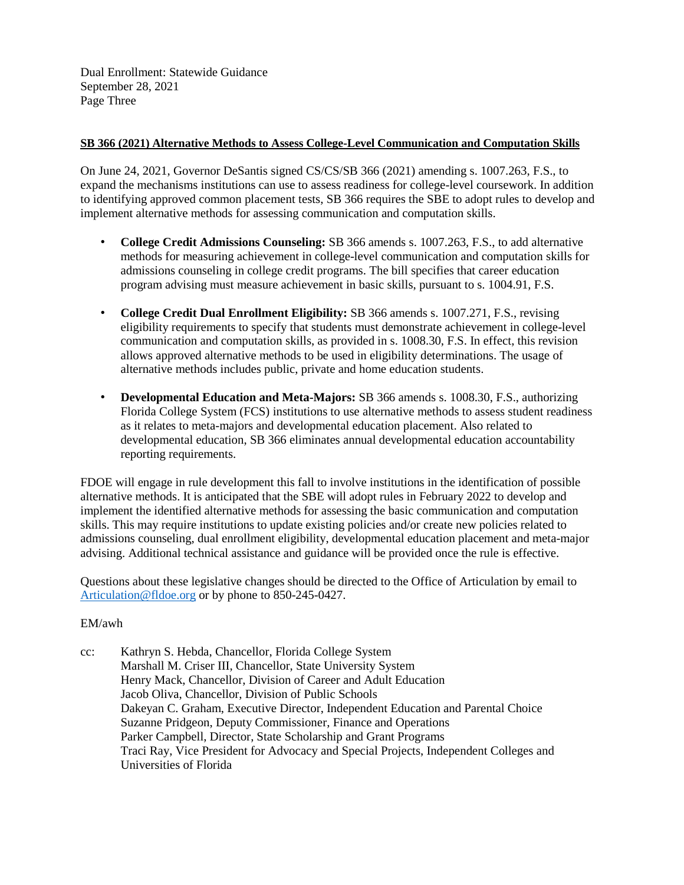**SB 366 (2021) Alternative Methods to Assess College-Level Communication and Computation Skills**

On June 24, 2021, Governor DeSantis signed CS/CS/SB 366 (2021) amending s. 1007.263, F.S., to expand the mechanisms institutions can use to assess readiness for college-level coursework. In addition to identifying approved common placement tests, SB 366 requires the SBE to adopt rules to develop and implement alternative methods for assessing communication and computation skills.

- **College Credit Admissions Counseling:** SB 366 amends s. 1007.263, F.S., to add alternative methods for measuring achievement in college-level communication and computation skills for admissions counseling in college credit programs. The bill specifies that career education program advising must measure achievement in basic skills, pursuant to s. 1004.91, F.S.
- **College Credit Dual Enrollment Eligibility:** SB 366 amends s. 1007.271, F.S., revising eligibility requirements to specify that students must demonstrate achievement in college-level communication and computation skills, as provided in s. 1008.30, F.S. In effect, this revision allows approved alternative methods to be used in eligibility determinations. The usage of alternative methods includes public, private and home education students.
- **Developmental Education and Meta-Majors:** SB 366 amends s. 1008.30, F.S., authorizing Florida College System (FCS) institutions to use alternative methods to assess student readiness as it relates to meta-majors and developmental education placement. Also related to developmental education, SB 366 eliminates annual developmental education accountability reporting requirements.

FDOE will engage in rule development this fall to involve institutions in the identification of possible alternative methods. It is anticipated that the SBE will adopt rules in February 2022 to develop and implement the identified alternative methods for assessing the basic communication and computation skills. This may require institutions to update existing policies and/or create new policies related to admissions counseling, dual enrollment eligibility, developmental education placement and meta-major advising. Additional technical assistance and guidance will be provided once the rule is effective.

Questions about these legislative changes should be directed to the Office of Articulation by email to Articulation@fldoe.org or by phone to 850-245-0427.

EM/awh

cc: Kathryn S. Hebda, Chancellor, Florida College System
Marshall M. Criser III, Chancellor, State University System
Henry Mack, Chancellor, Division of Career and Adult Education
Jacob Oliva, Chancellor, Division of Public Schools
Dakeyan C. Graham, Executive Director, Independent Education and Parental Choice
Suzanne Pridgeon, Deputy Commissioner, Finance and Operations
Parker Campbell, Director, State Scholarship and Grant Programs
Traci Ray, Vice President for Advocacy and Special Projects, Independent Colleges and Universities of Florida